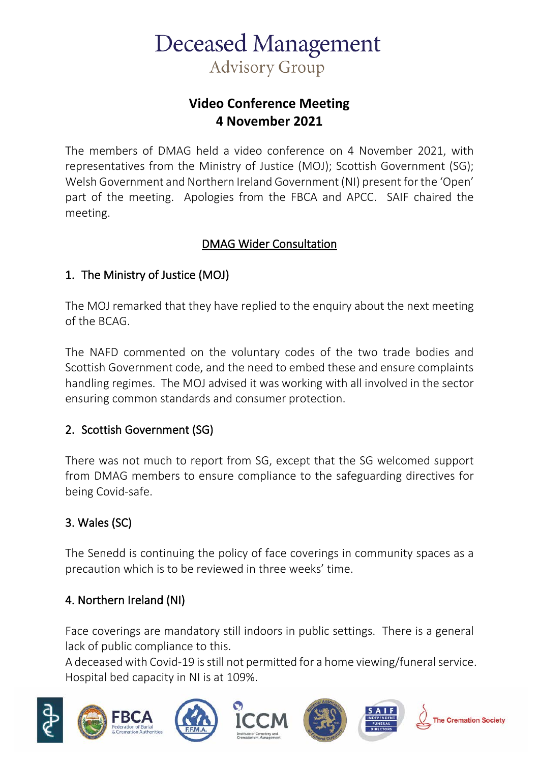# Deceased Management

Advisory Group

## Video Conference Meeting
## 4 November 2021

The members of DMAG held a video conference on 4 November 2021, with representatives from the Ministry of Justice (MOJ); Scottish Government (SG); Welsh Government and Northern Ireland Government (NI) present for the 'Open' part of the meeting. Apologies from the FBCA and APCC. SAIF chaired the meeting.

### DMAG Wider Consultation

### 1. The Ministry of Justice (MOJ)

The MOJ remarked that they have replied to the enquiry about the next meeting of the BCAG.

The NAFD commented on the voluntary codes of the two trade bodies and Scottish Government code, and the need to embed these and ensure complaints handling regimes. The MOJ advised it was working with all involved in the sector ensuring common standards and consumer protection.

### 2. Scottish Government (SG)

There was not much to report from SG, except that the SG welcomed support from DMAG members to ensure compliance to the safeguarding directives for being Covid-safe.

### 3. Wales (SC)

The Senedd is continuing the policy of face coverings in community spaces as a precaution which is to be reviewed in three weeks' time.

### 4. Northern Ireland (NI)

Face coverings are mandatory still indoors in public settings. There is a general lack of public compliance to this.
A deceased with Covid-19 is still not permitted for a home viewing/funeral service.
Hospital bed capacity in NI is at 109%.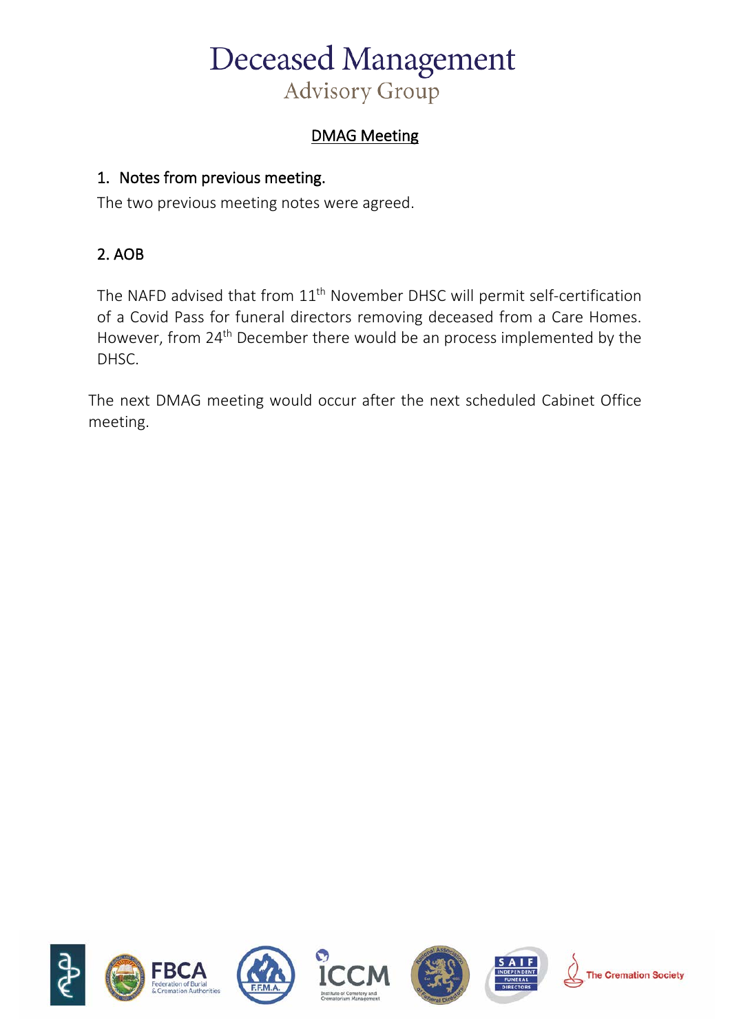# Deceased Management

## Advisory Group

**DMAG Meeting**

1. Notes from previous meeting.

The two previous meeting notes were agreed.

2. AOB

The NAFD advised that from 11th November DHSC will permit self-certification of a Covid Pass for funeral directors removing deceased from a Care Homes. However, from 24th December there would be an process implemented by the DHSC.

The next DMAG meeting would occur after the next scheduled Cabinet Office meeting.

FBCA Federation of Burial & Cremation Authorities

F.F.M.A.

ICCM Institute of Cemetery and Crematorium Management

National Association of Funeral Directors

SAIF Independent Funeral Directors

The Cremation Society